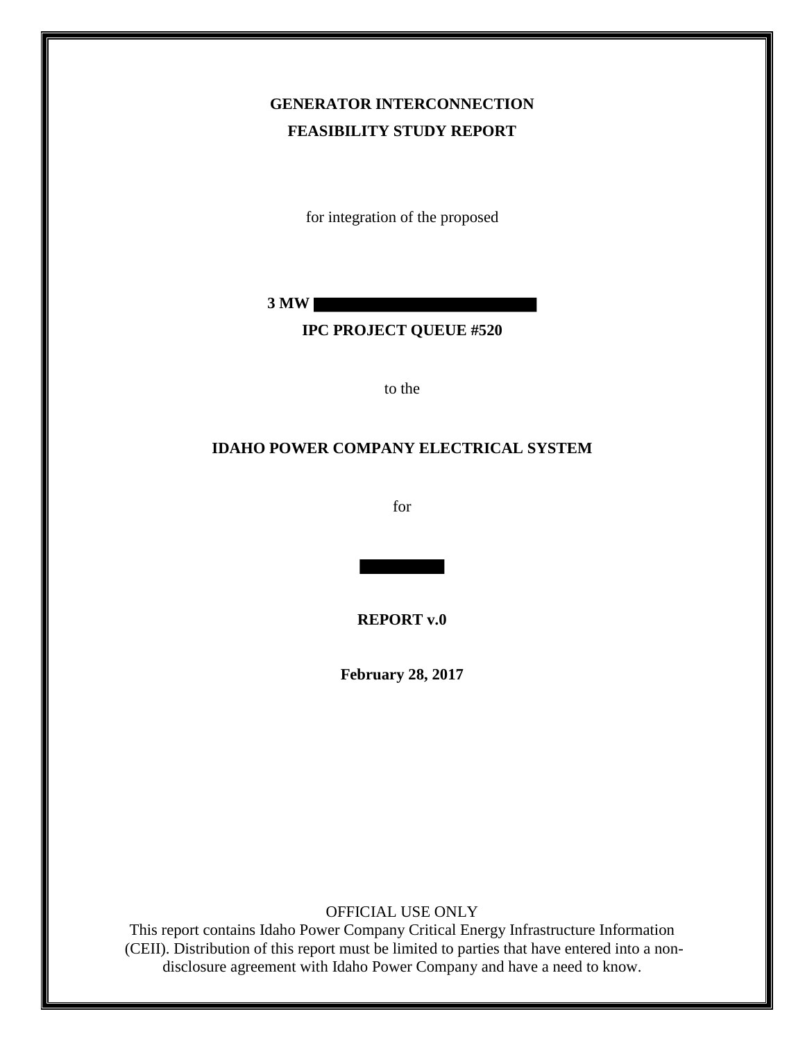**GENERATOR INTERCONNECTION**

**FEASIBILITY STUDY REPORT**

for integration of the proposed

**3 MW**

**IPC PROJECT QUEUE #520**

to the

**IDAHO POWER COMPANY ELECTRICAL SYSTEM**

for

**REPORT v.0**

**February 28, 2017**

OFFICIAL USE ONLY

This report contains Idaho Power Company Critical Energy Infrastructure Information (CEII). Distribution of this report must be limited to parties that have entered into a non-disclosure agreement with Idaho Power Company and have a need to know.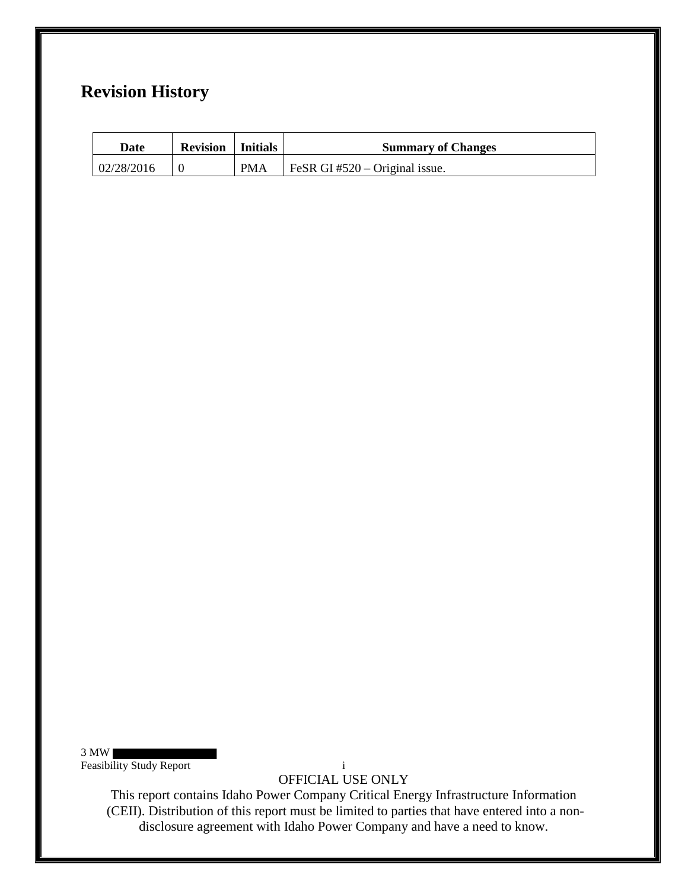## Revision History

| Date | Revision | Initials | Summary of Changes |
|---|---|---|---|
| 02/28/2016 | 0 | PMA | FeSR GI #520 – Original issue. |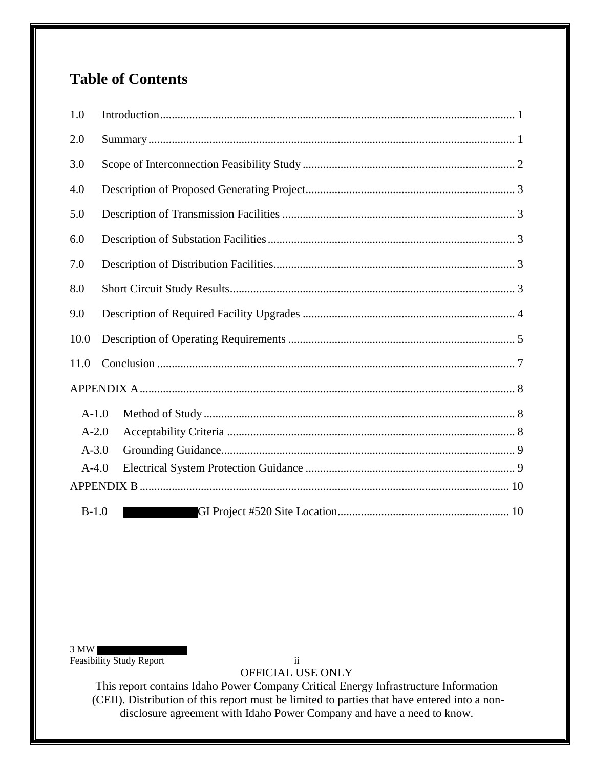# Table of Contents

1.0 Introduction ........................................................................................................ 1

2.0 Summary ............................................................................................................ 1

3.0 Scope of Interconnection Feasibility Study ........................................................................ 2

4.0 Description of Proposed Generating Project ....................................................................... 3

5.0 Description of Transmission Facilities ............................................................................. 3

6.0 Description of Substation Facilities ................................................................................. 3

7.0 Description of Distribution Facilities ................................................................................ 3

8.0 Short Circuit Study Results .............................................................................................. 3

9.0 Description of Required Facility Upgrades ........................................................................ 4

10.0 Description of Operating Requirements ............................................................................ 5

11.0 Conclusion ........................................................................................................... 7

APPENDIX A ............................................................................................................... 8

- A-1.0 Method of Study ......................................................................................... 8
- A-2.0 Acceptability Criteria .................................................................................. 8
- A-3.0 Grounding Guidance ................................................................................... 9
- A-4.0 Electrical System Protection Guidance ........................................................ 9

APPENDIX B ............................................................................................................... 10

- B-1.0 ██████ GI Project #520 Site Location ......................................................... 10

3 MW ██████
Feasibility Study Report

OFFICIAL USE ONLY
This report contains Idaho Power Company Critical Energy Infrastructure Information (CEII). Distribution of this report must be limited to parties that have entered into a non-disclosure agreement with Idaho Power Company and have a need to know.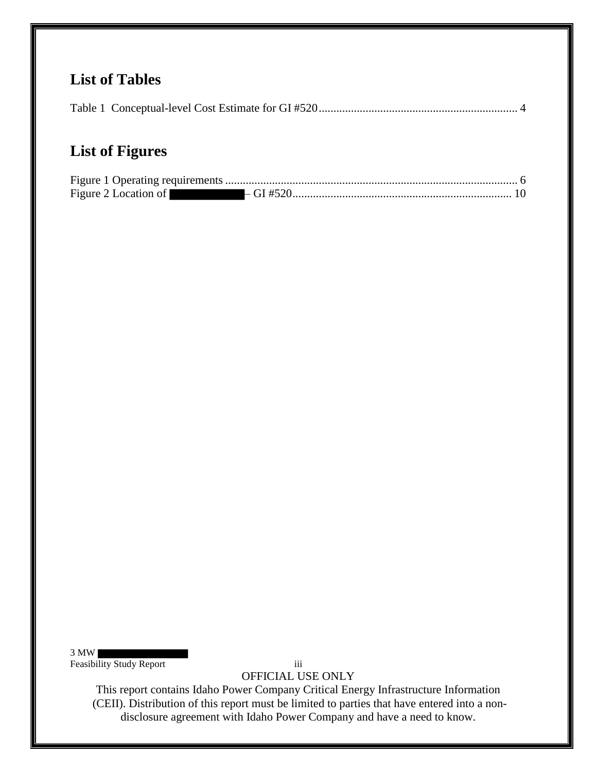## List of Tables

Table 1 Conceptual-level Cost Estimate for GI #520 .................................................................... 4

## List of Figures

Figure 1 Operating requirements .................................................................................................... 6
Figure 2 Location of ████████ – GI #520 ........................................................................... 10

OFFICIAL USE ONLY

This report contains Idaho Power Company Critical Energy Infrastructure Information (CEII). Distribution of this report must be limited to parties that have entered into a non-disclosure agreement with Idaho Power Company and have a need to know.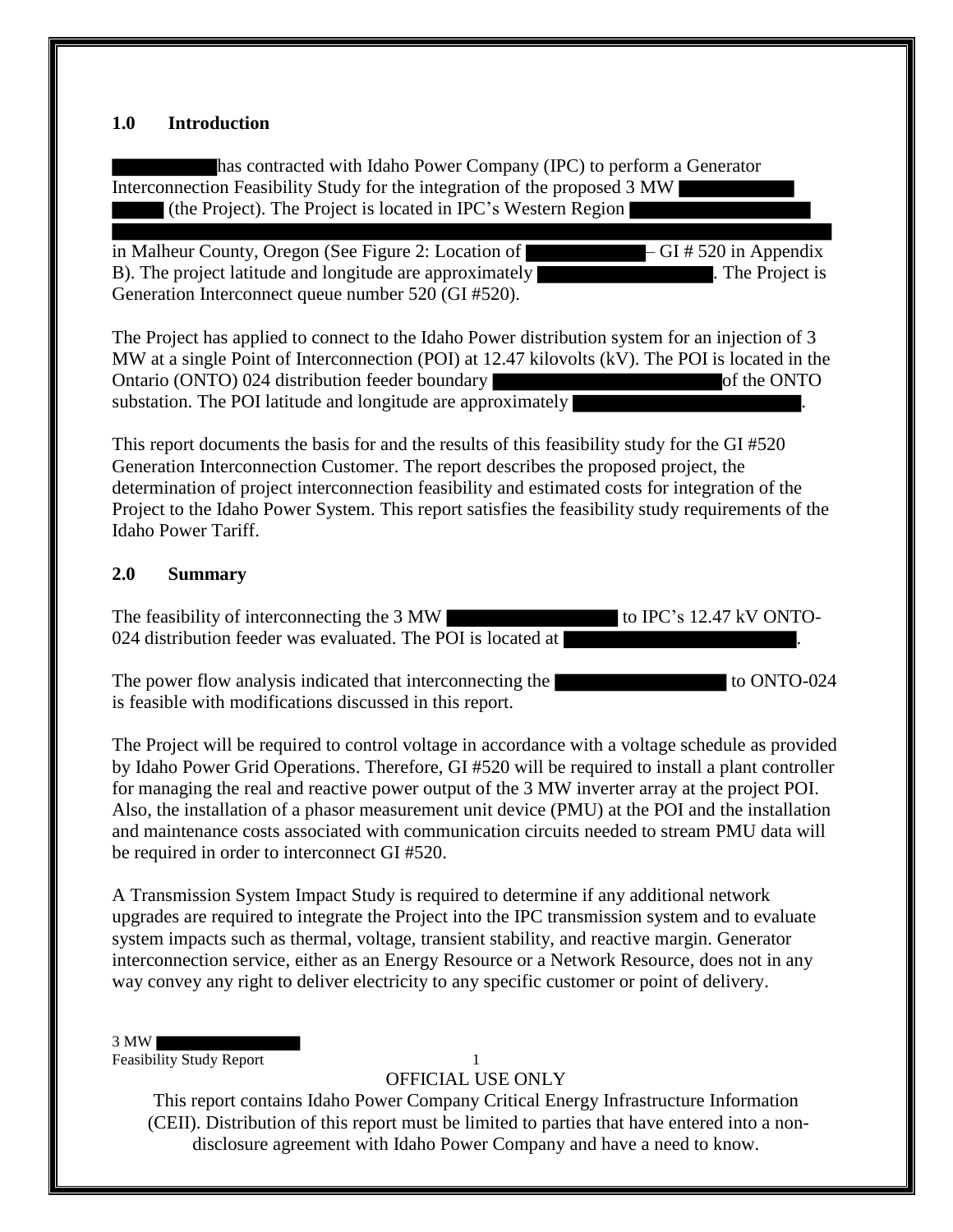## 1.0 Introduction

has contracted with Idaho Power Company (IPC) to perform a Generator Interconnection Feasibility Study for the integration of the proposed 3 MW (the Project). The Project is located in IPC's Western Region in Malheur County, Oregon (See Figure 2: Location of – GI # 520 in Appendix B). The project latitude and longitude are approximately . The Project is Generation Interconnect queue number 520 (GI #520).

The Project has applied to connect to the Idaho Power distribution system for an injection of 3 MW at a single Point of Interconnection (POI) at 12.47 kilovolts (kV). The POI is located in the Ontario (ONTO) 024 distribution feeder boundary of the ONTO substation. The POI latitude and longitude are approximately .

This report documents the basis for and the results of this feasibility study for the GI #520 Generation Interconnection Customer. The report describes the proposed project, the determination of project interconnection feasibility and estimated costs for integration of the Project to the Idaho Power System. This report satisfies the feasibility study requirements of the Idaho Power Tariff.

## 2.0 Summary

The feasibility of interconnecting the 3 MW to IPC's 12.47 kV ONTO-024 distribution feeder was evaluated. The POI is located at .

The power flow analysis indicated that interconnecting the to ONTO-024 is feasible with modifications discussed in this report.

The Project will be required to control voltage in accordance with a voltage schedule as provided by Idaho Power Grid Operations. Therefore, GI #520 will be required to install a plant controller for managing the real and reactive power output of the 3 MW inverter array at the project POI. Also, the installation of a phasor measurement unit device (PMU) at the POI and the installation and maintenance costs associated with communication circuits needed to stream PMU data will be required in order to interconnect GI #520.

A Transmission System Impact Study is required to determine if any additional network upgrades are required to integrate the Project into the IPC transmission system and to evaluate system impacts such as thermal, voltage, transient stability, and reactive margin. Generator interconnection service, either as an Energy Resource or a Network Resource, does not in any way convey any right to deliver electricity to any specific customer or point of delivery.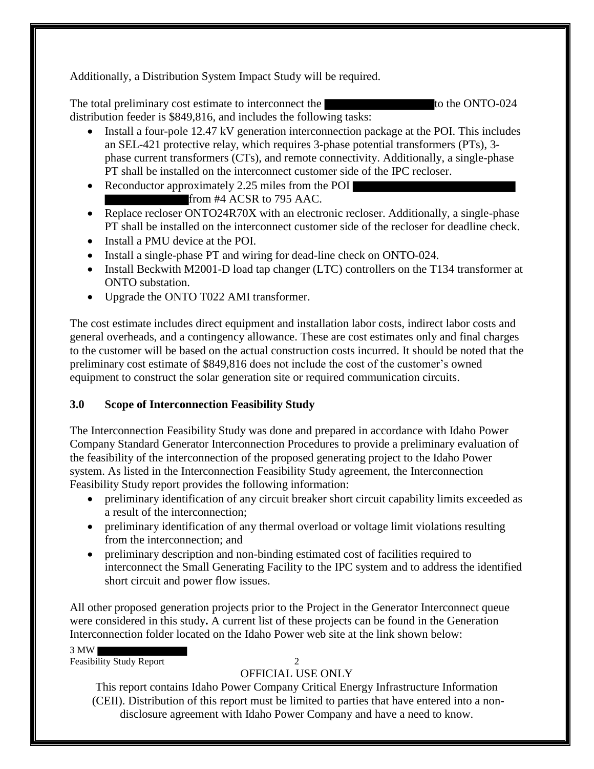Additionally, a Distribution System Impact Study will be required.

The total preliminary cost estimate to interconnect the ██████████ to the ONTO-024 distribution feeder is $849,816, and includes the following tasks:

- Install a four-pole 12.47 kV generation interconnection package at the POI. This includes an SEL-421 protective relay, which requires 3-phase potential transformers (PTs), 3-phase current transformers (CTs), and remote connectivity. Additionally, a single-phase PT shall be installed on the interconnect customer side of the IPC recloser.
- Reconductor approximately 2.25 miles from the POI ██████████ ██████████ from #4 ACSR to 795 AAC.
- Replace recloser ONTO24R70X with an electronic recloser. Additionally, a single-phase PT shall be installed on the interconnect customer side of the recloser for deadline check.
- Install a PMU device at the POI.
- Install a single-phase PT and wiring for dead-line check on ONTO-024.
- Install Beckwith M2001-D load tap changer (LTC) controllers on the T134 transformer at ONTO substation.
- Upgrade the ONTO T022 AMI transformer.

The cost estimate includes direct equipment and installation labor costs, indirect labor costs and general overheads, and a contingency allowance. These are cost estimates only and final charges to the customer will be based on the actual construction costs incurred. It should be noted that the preliminary cost estimate of $849,816 does not include the cost of the customer's owned equipment to construct the solar generation site or required communication circuits.

## 3.0 Scope of Interconnection Feasibility Study

The Interconnection Feasibility Study was done and prepared in accordance with Idaho Power Company Standard Generator Interconnection Procedures to provide a preliminary evaluation of the feasibility of the interconnection of the proposed generating project to the Idaho Power system. As listed in the Interconnection Feasibility Study agreement, the Interconnection Feasibility Study report provides the following information:

- preliminary identification of any circuit breaker short circuit capability limits exceeded as a result of the interconnection;
- preliminary identification of any thermal overload or voltage limit violations resulting from the interconnection; and
- preliminary description and non-binding estimated cost of facilities required to interconnect the Small Generating Facility to the IPC system and to address the identified short circuit and power flow issues.

All other proposed generation projects prior to the Project in the Generator Interconnect queue were considered in this study**.** A current list of these projects can be found in the Generation Interconnection folder located on the Idaho Power web site at the link shown below: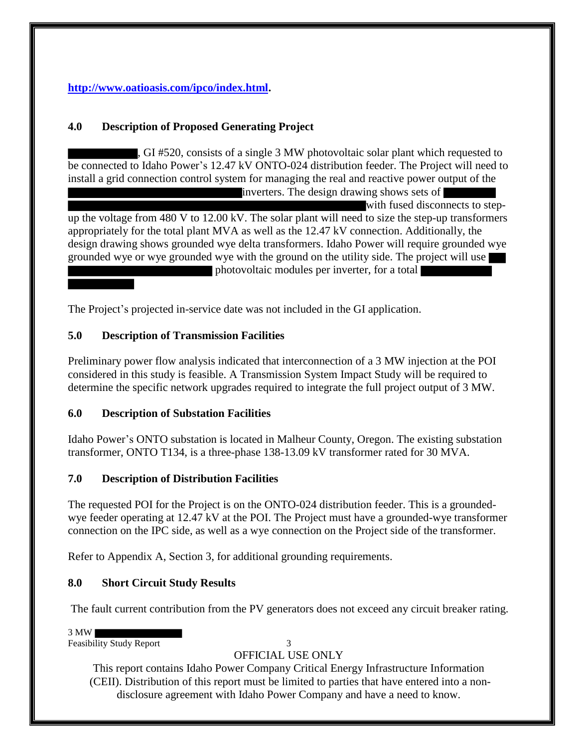**http://www.oatioasis.com/ipco/index.html.**

## 4.0 Description of Proposed Generating Project

, GI #520, consists of a single 3 MW photovoltaic solar plant which requested to be connected to Idaho Power's 12.47 kV ONTO-024 distribution feeder. The Project will need to install a grid connection control system for managing the real and reactive power output of the inverters. The design drawing shows sets of with fused disconnects to step-up the voltage from 480 V to 12.00 kV. The solar plant will need to size the step-up transformers appropriately for the total plant MVA as well as the 12.47 kV connection. Additionally, the design drawing shows grounded wye delta transformers. Idaho Power will require grounded wye grounded wye or wye grounded wye with the ground on the utility side. The project will use photovoltaic modules per inverter, for a total

The Project's projected in-service date was not included in the GI application.

## 5.0 Description of Transmission Facilities

Preliminary power flow analysis indicated that interconnection of a 3 MW injection at the POI considered in this study is feasible. A Transmission System Impact Study will be required to determine the specific network upgrades required to integrate the full project output of 3 MW.

## 6.0 Description of Substation Facilities

Idaho Power's ONTO substation is located in Malheur County, Oregon. The existing substation transformer, ONTO T134, is a three-phase 138-13.09 kV transformer rated for 30 MVA.

## 7.0 Description of Distribution Facilities

The requested POI for the Project is on the ONTO-024 distribution feeder. This is a grounded-wye feeder operating at 12.47 kV at the POI. The Project must have a grounded-wye transformer connection on the IPC side, as well as a wye connection on the Project side of the transformer.

Refer to Appendix A, Section 3, for additional grounding requirements.

## 8.0 Short Circuit Study Results

The fault current contribution from the PV generators does not exceed any circuit breaker rating.

OFFICIAL USE ONLY

This report contains Idaho Power Company Critical Energy Infrastructure Information (CEII). Distribution of this report must be limited to parties that have entered into a non-disclosure agreement with Idaho Power Company and have a need to know.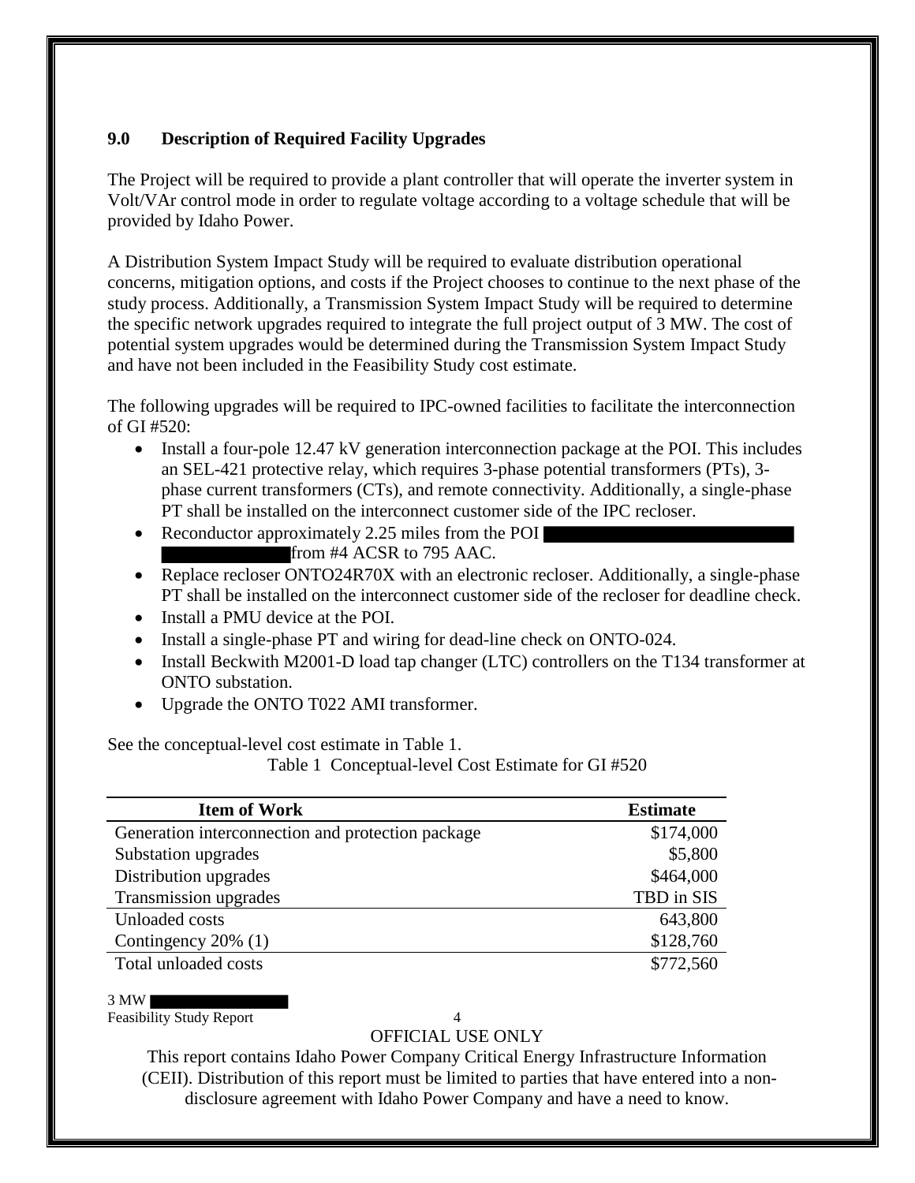## 9.0 Description of Required Facility Upgrades

The Project will be required to provide a plant controller that will operate the inverter system in Volt/VAr control mode in order to regulate voltage according to a voltage schedule that will be provided by Idaho Power.

A Distribution System Impact Study will be required to evaluate distribution operational concerns, mitigation options, and costs if the Project chooses to continue to the next phase of the study process. Additionally, a Transmission System Impact Study will be required to determine the specific network upgrades required to integrate the full project output of 3 MW. The cost of potential system upgrades would be determined during the Transmission System Impact Study and have not been included in the Feasibility Study cost estimate.

The following upgrades will be required to IPC-owned facilities to facilitate the interconnection of GI #520:

- Install a four-pole 12.47 kV generation interconnection package at the POI. This includes an SEL-421 protective relay, which requires 3-phase potential transformers (PTs), 3-phase current transformers (CTs), and remote connectivity. Additionally, a single-phase PT shall be installed on the interconnect customer side of the IPC recloser.
- Reconductor approximately 2.25 miles from the POI [REDACTED] from #4 ACSR to 795 AAC.
- Replace recloser ONTO24R70X with an electronic recloser. Additionally, a single-phase PT shall be installed on the interconnect customer side of the recloser for deadline check.
- Install a PMU device at the POI.
- Install a single-phase PT and wiring for dead-line check on ONTO-024.
- Install Beckwith M2001-D load tap changer (LTC) controllers on the T134 transformer at ONTO substation.
- Upgrade the ONTO T022 AMI transformer.

See the conceptual-level cost estimate in Table 1.

Table 1 Conceptual-level Cost Estimate for GI #520

| Item of Work | Estimate |
|---|---|
| Generation interconnection and protection package | \$174,000 |
| Substation upgrades | \$5,800 |
| Distribution upgrades | \$464,000 |
| Transmission upgrades | TBD in SIS |
| Unloaded costs | 643,800 |
| Contingency 20% (1) | \$128,760 |
| Total unloaded costs | \$772,560 |

OFFICIAL USE ONLY

This report contains Idaho Power Company Critical Energy Infrastructure Information (CEII). Distribution of this report must be limited to parties that have entered into a non-disclosure agreement with Idaho Power Company and have a need to know.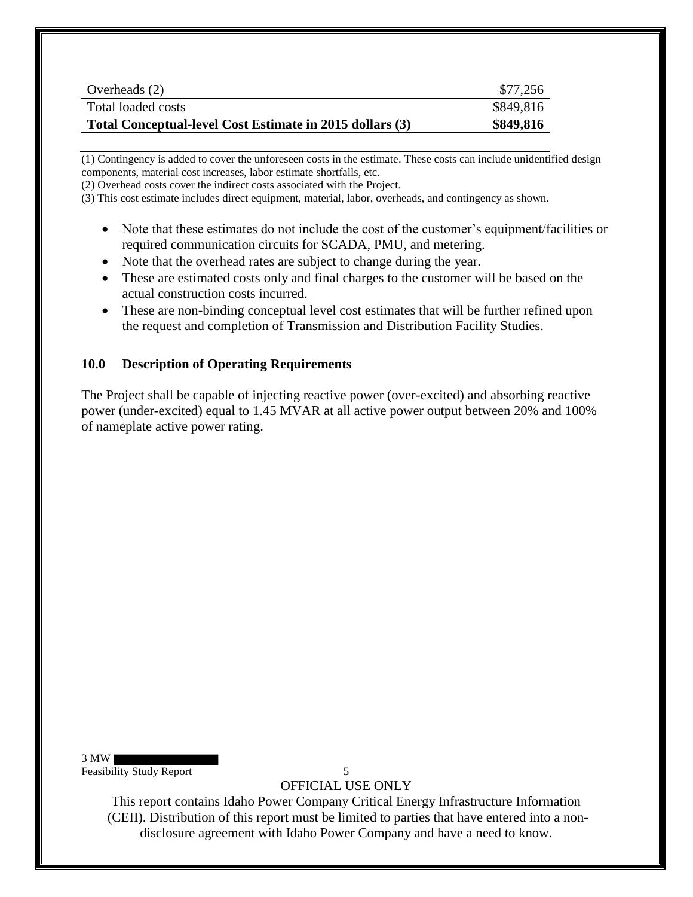| | |
|---|---|
| Overheads (2) | $77,256 |
| Total loaded costs | $849,816 |
| **Total Conceptual-level Cost Estimate in 2015 dollars (3)** | **$849,816** |

(1) Contingency is added to cover the unforeseen costs in the estimate. These costs can include unidentified design components, material cost increases, labor estimate shortfalls, etc.
(2) Overhead costs cover the indirect costs associated with the Project.
(3) This cost estimate includes direct equipment, material, labor, overheads, and contingency as shown.

- Note that these estimates do not include the cost of the customer's equipment/facilities or required communication circuits for SCADA, PMU, and metering.
- Note that the overhead rates are subject to change during the year.
- These are estimated costs only and final charges to the customer will be based on the actual construction costs incurred.
- These are non-binding conceptual level cost estimates that will be further refined upon the request and completion of Transmission and Distribution Facility Studies.

## 10.0 Description of Operating Requirements

The Project shall be capable of injecting reactive power (over-excited) and absorbing reactive power (under-excited) equal to 1.45 MVAR at all active power output between 20% and 100% of nameplate active power rating.

OFFICIAL USE ONLY

This report contains Idaho Power Company Critical Energy Infrastructure Information (CEII). Distribution of this report must be limited to parties that have entered into a non-disclosure agreement with Idaho Power Company and have a need to know.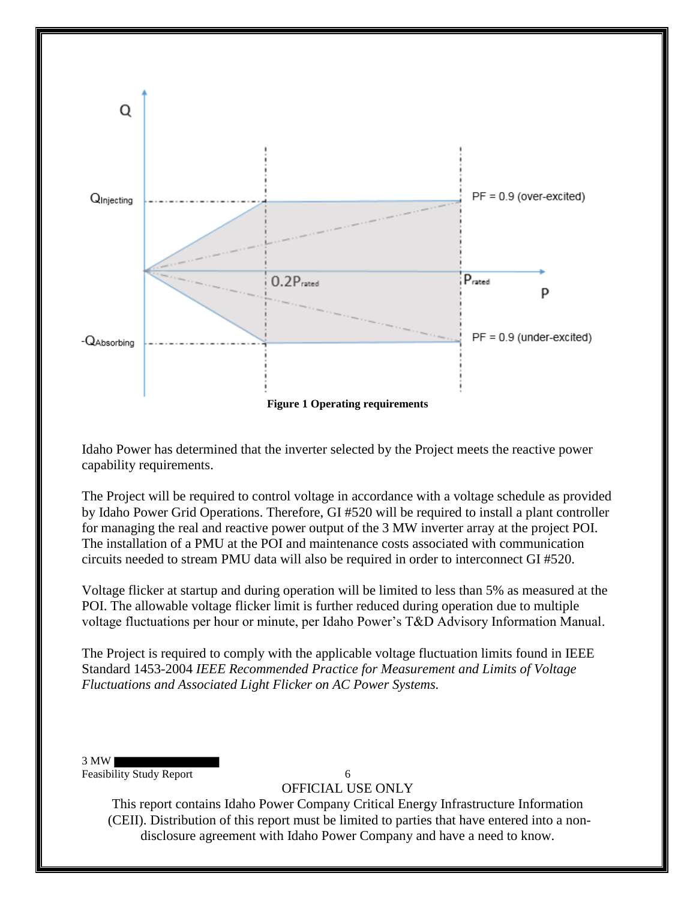**Figure 1 Operating requirements**

Idaho Power has determined that the inverter selected by the Project meets the reactive power capability requirements.

The Project will be required to control voltage in accordance with a voltage schedule as provided by Idaho Power Grid Operations. Therefore, GI #520 will be required to install a plant controller for managing the real and reactive power output of the 3 MW inverter array at the project POI. The installation of a PMU at the POI and maintenance costs associated with communication circuits needed to stream PMU data will also be required in order to interconnect GI #520.

Voltage flicker at startup and during operation will be limited to less than 5% as measured at the POI. The allowable voltage flicker limit is further reduced during operation due to multiple voltage fluctuations per hour or minute, per Idaho Power's T&D Advisory Information Manual.

The Project is required to comply with the applicable voltage fluctuation limits found in IEEE Standard 1453-2004 *IEEE Recommended Practice for Measurement and Limits of Voltage Fluctuations and Associated Light Flicker on AC Power Systems.*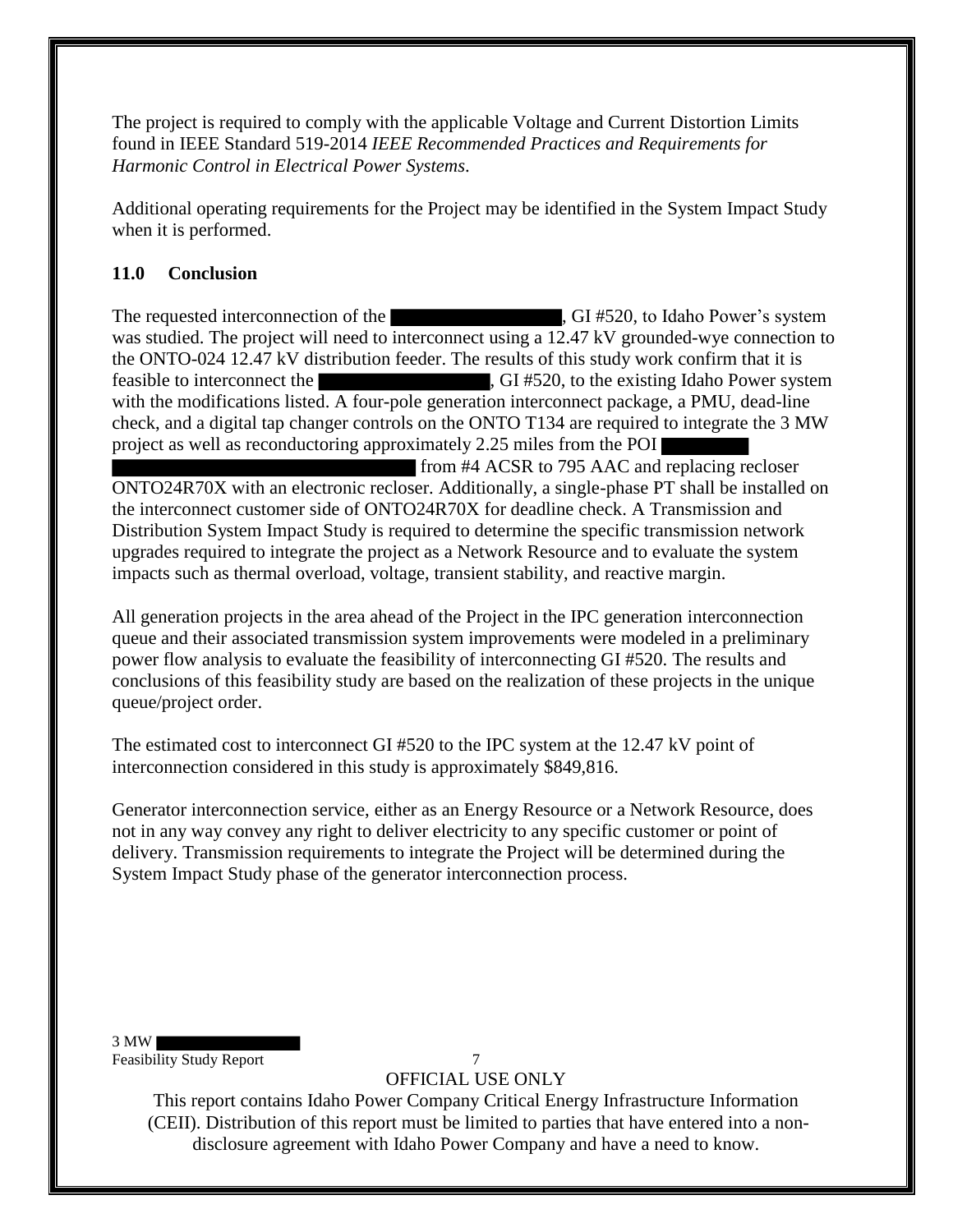The project is required to comply with the applicable Voltage and Current Distortion Limits found in IEEE Standard 519-2014 *IEEE Recommended Practices and Requirements for Harmonic Control in Electrical Power Systems*.

Additional operating requirements for the Project may be identified in the System Impact Study when it is performed.

## 11.0 Conclusion

The requested interconnection of the ██████████, GI #520, to Idaho Power's system was studied. The project will need to interconnect using a 12.47 kV grounded-wye connection to the ONTO-024 12.47 kV distribution feeder. The results of this study work confirm that it is feasible to interconnect the ██████████, GI #520, to the existing Idaho Power system with the modifications listed. A four-pole generation interconnect package, a PMU, dead-line check, and a digital tap changer controls on the ONTO T134 are required to integrate the 3 MW project as well as reconductoring approximately 2.25 miles from the POI ██████████ from #4 ACSR to 795 AAC and replacing recloser ONTO24R70X with an electronic recloser. Additionally, a single-phase PT shall be installed on the interconnect customer side of ONTO24R70X for deadline check. A Transmission and Distribution System Impact Study is required to determine the specific transmission network upgrades required to integrate the project as a Network Resource and to evaluate the system impacts such as thermal overload, voltage, transient stability, and reactive margin.

All generation projects in the area ahead of the Project in the IPC generation interconnection queue and their associated transmission system improvements were modeled in a preliminary power flow analysis to evaluate the feasibility of interconnecting GI #520. The results and conclusions of this feasibility study are based on the realization of these projects in the unique queue/project order.

The estimated cost to interconnect GI #520 to the IPC system at the 12.47 kV point of interconnection considered in this study is approximately $849,816.

Generator interconnection service, either as an Energy Resource or a Network Resource, does not in any way convey any right to deliver electricity to any specific customer or point of delivery. Transmission requirements to integrate the Project will be determined during the System Impact Study phase of the generator interconnection process.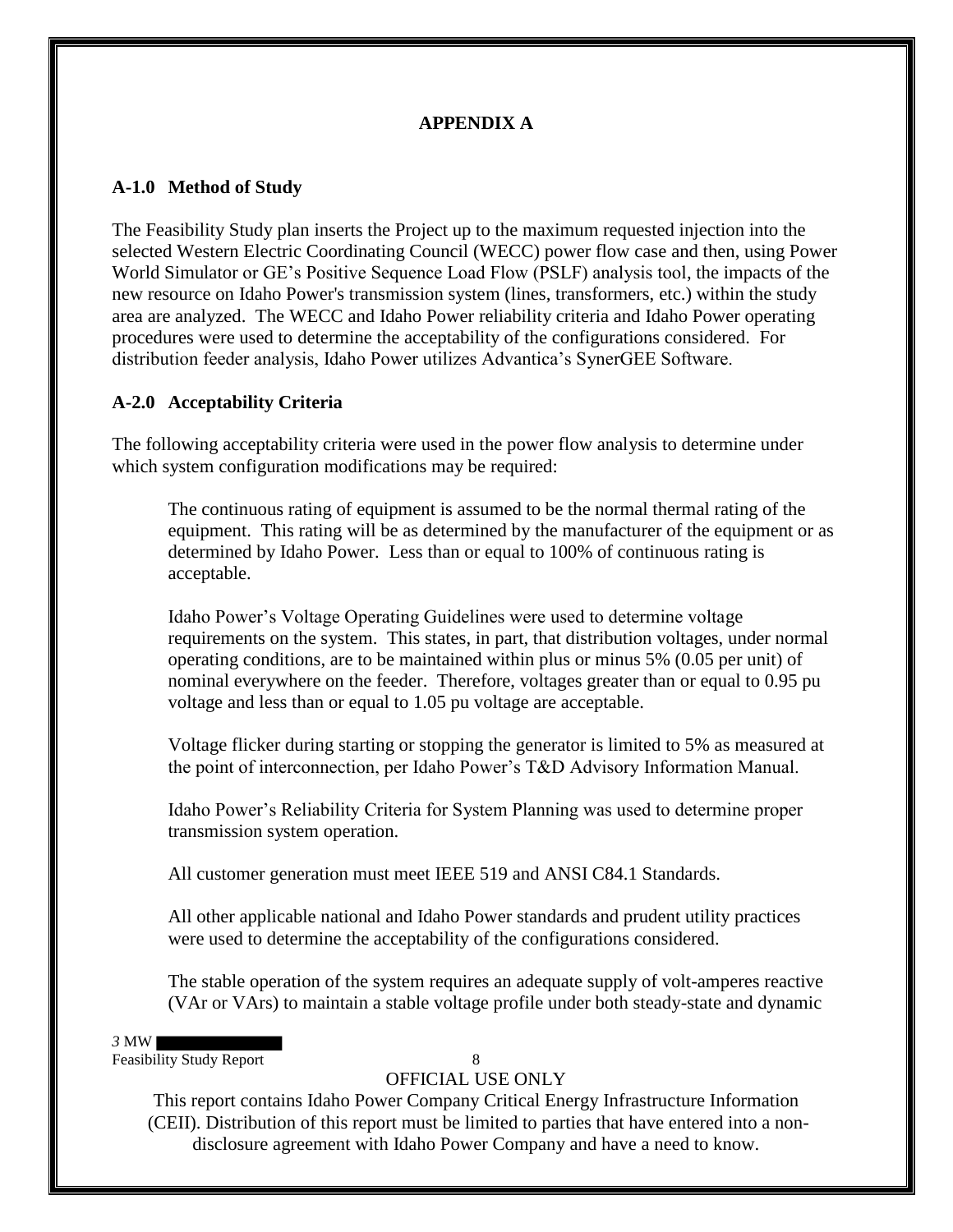# APPENDIX A

## A-1.0 Method of Study

The Feasibility Study plan inserts the Project up to the maximum requested injection into the selected Western Electric Coordinating Council (WECC) power flow case and then, using Power World Simulator or GE's Positive Sequence Load Flow (PSLF) analysis tool, the impacts of the new resource on Idaho Power's transmission system (lines, transformers, etc.) within the study area are analyzed. The WECC and Idaho Power reliability criteria and Idaho Power operating procedures were used to determine the acceptability of the configurations considered. For distribution feeder analysis, Idaho Power utilizes Advantica's SynerGEE Software.

## A-2.0 Acceptability Criteria

The following acceptability criteria were used in the power flow analysis to determine under which system configuration modifications may be required:

The continuous rating of equipment is assumed to be the normal thermal rating of the equipment. This rating will be as determined by the manufacturer of the equipment or as determined by Idaho Power. Less than or equal to 100% of continuous rating is acceptable.

Idaho Power's Voltage Operating Guidelines were used to determine voltage requirements on the system. This states, in part, that distribution voltages, under normal operating conditions, are to be maintained within plus or minus 5% (0.05 per unit) of nominal everywhere on the feeder. Therefore, voltages greater than or equal to 0.95 pu voltage and less than or equal to 1.05 pu voltage are acceptable.

Voltage flicker during starting or stopping the generator is limited to 5% as measured at the point of interconnection, per Idaho Power's T&D Advisory Information Manual.

Idaho Power's Reliability Criteria for System Planning was used to determine proper transmission system operation.

All customer generation must meet IEEE 519 and ANSI C84.1 Standards.

All other applicable national and Idaho Power standards and prudent utility practices were used to determine the acceptability of the configurations considered.

The stable operation of the system requires an adequate supply of volt-amperes reactive (VAr or VArs) to maintain a stable voltage profile under both steady-state and dynamic

OFFICIAL USE ONLY

This report contains Idaho Power Company Critical Energy Infrastructure Information (CEII). Distribution of this report must be limited to parties that have entered into a non-disclosure agreement with Idaho Power Company and have a need to know.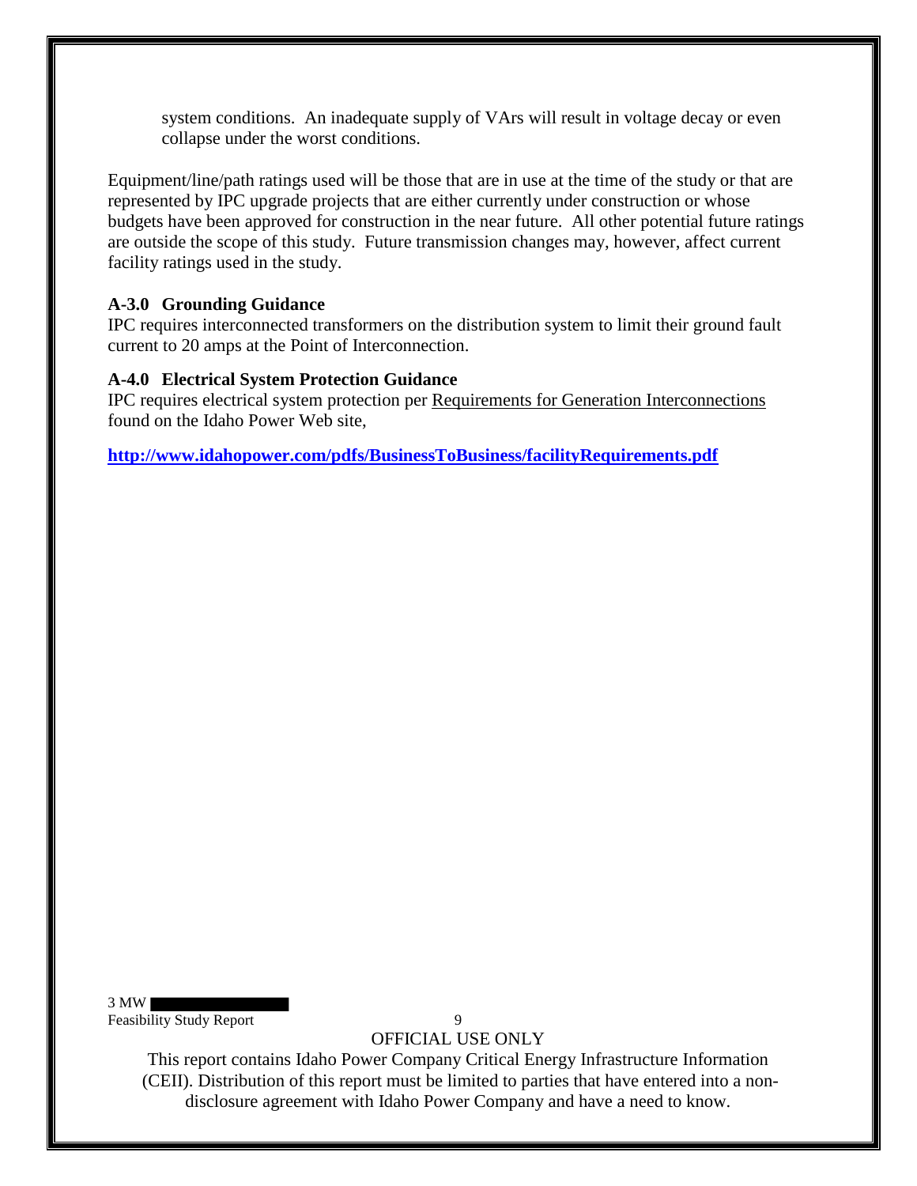system conditions. An inadequate supply of VArs will result in voltage decay or even collapse under the worst conditions.

Equipment/line/path ratings used will be those that are in use at the time of the study or that are represented by IPC upgrade projects that are either currently under construction or whose budgets have been approved for construction in the near future. All other potential future ratings are outside the scope of this study. Future transmission changes may, however, affect current facility ratings used in the study.

**A-3.0 Grounding Guidance**

IPC requires interconnected transformers on the distribution system to limit their ground fault current to 20 amps at the Point of Interconnection.

**A-4.0 Electrical System Protection Guidance**

IPC requires electrical system protection per Requirements for Generation Interconnections found on the Idaho Power Web site,

**http://www.idahopower.com/pdfs/BusinessToBusiness/facilityRequirements.pdf**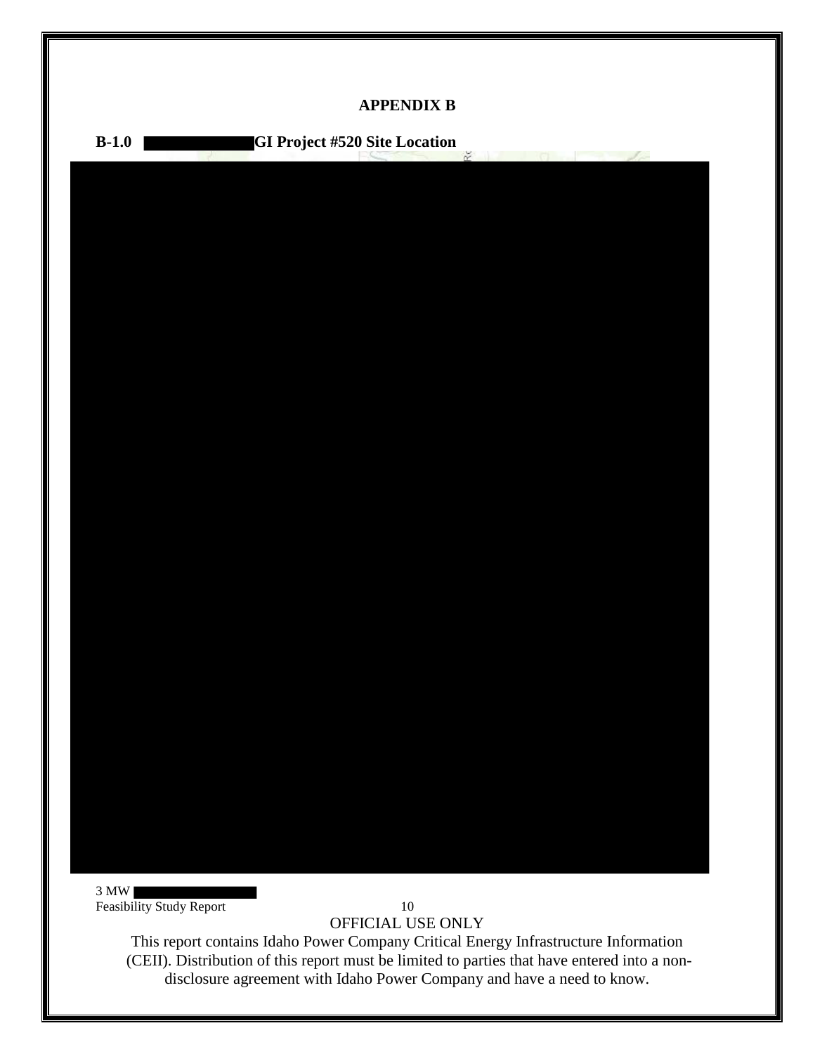**APPENDIX B**

**B-1.0 GI Project #520 Site Location**

3 MW
Feasibility Study Report

OFFICIAL USE ONLY
This report contains Idaho Power Company Critical Energy Infrastructure Information (CEII). Distribution of this report must be limited to parties that have entered into a non-disclosure agreement with Idaho Power Company and have a need to know.